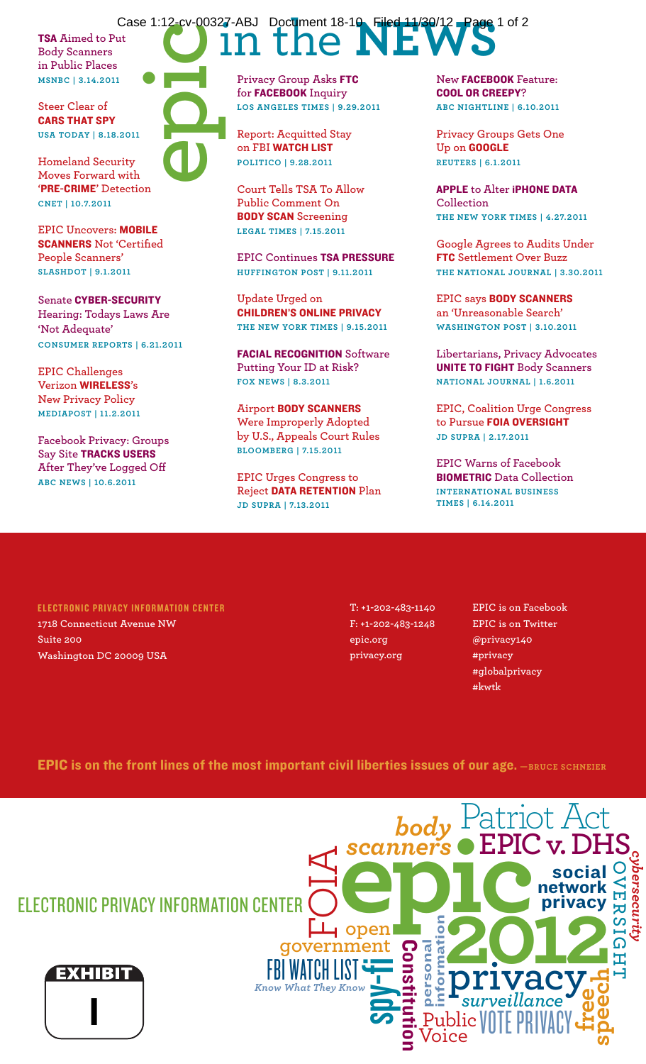# epic in the NEWS

**TSA** Aimed to Put Body Scanners in Public Places
MSNBC | 3.14.2011

Steer Clear of **CARS THAT SPY**
USA TODAY | 8.18.2011

Homeland Security Moves Forward with **'PRE-CRIME'** Detection
CNET | 10.7.2011

EPIC Uncovers: **MOBILE SCANNERS** Not 'Certified People Scanners'
SLASHDOT | 9.1.2011

Senate **CYBER-SECURITY** Hearing: Todays Laws Are 'Not Adequate'
CONSUMER REPORTS | 6.21.2011

EPIC Challenges Verizon **WIRELESS**'s New Privacy Policy
MEDIAPOST | 11.2.2011

Facebook Privacy: Groups Say Site **TRACKS USERS** After They've Logged Off
ABC NEWS | 10.6.2011

Privacy Group Asks **FTC** for **FACEBOOK** Inquiry
LOS ANGELES TIMES | 9.29.2011

Report: Acquitted Stay on FBI **WATCH LIST**
POLITICO | 9.28.2011

Court Tells TSA To Allow Public Comment On **BODY SCAN** Screening
LEGAL TIMES | 7.15.2011

EPIC Continues **TSA PRESSURE**
HUFFINGTON POST | 9.11.2011

Update Urged on **CHILDREN'S ONLINE PRIVACY**
THE NEW YORK TIMES | 9.15.2011

**FACIAL RECOGNITION** Software Putting Your ID at Risk?
FOX NEWS | 8.3.2011

Airport **BODY SCANNERS** Were Improperly Adopted by U.S., Appeals Court Rules
BLOOMBERG | 7.15.2011

EPIC Urges Congress to Reject **DATA RETENTION** Plan
JD SUPRA | 7.13.2011

New **FACEBOOK** Feature: **COOL OR CREEPY**?
ABC NIGHTLINE | 6.10.2011

Privacy Groups Gets One Up on **GOOGLE**
REUTERS | 6.1.2011

**APPLE** to Alter **iPHONE DATA** Collection
THE NEW YORK TIMES | 4.27.2011

Google Agrees to Audits Under **FTC** Settlement Over Buzz
THE NATIONAL JOURNAL | 3.30.2011

EPIC says **BODY SCANNERS** an 'Unreasonable Search'
WASHINGTON POST | 3.10.2011

Libertarians, Privacy Advocates **UNITE TO FIGHT** Body Scanners
NATIONAL JOURNAL | 1.6.2011

EPIC, Coalition Urge Congress to Pursue **FOIA OVERSIGHT**
JD SUPRA | 2.17.2011

EPIC Warns of Facebook **BIOMETRIC** Data Collection
INTERNATIONAL BUSINESS TIMES | 6.14.2011

**ELECTRONIC PRIVACY INFORMATION CENTER**
1718 Connecticut Avenue NW
Suite 200
Washington DC 20009 USA

T: +1-202-483-1140
F: +1-202-483-1248
epic.org
privacy.org

EPIC is on Facebook
EPIC is on Twitter
@privacy140
#privacy
#globalprivacy
#kwtk

**EPIC is on the front lines of the most important civil liberties issues of our age.** —BRUCE SCHNEIER

ELECTRONIC PRIVACY INFORMATION CENTER

body scanners · Patriot Act · EPIC v. DHS · cybersecurity · FOIA · epic · social network privacy · OVERSIGHT · open government · 2012 · FBI WATCH LIST · Know What They Know · spy-fi · Constitution · personal information · privacy · surveillance · free speech · Public Voice · VOTE PRIVACY

EXHIBIT
I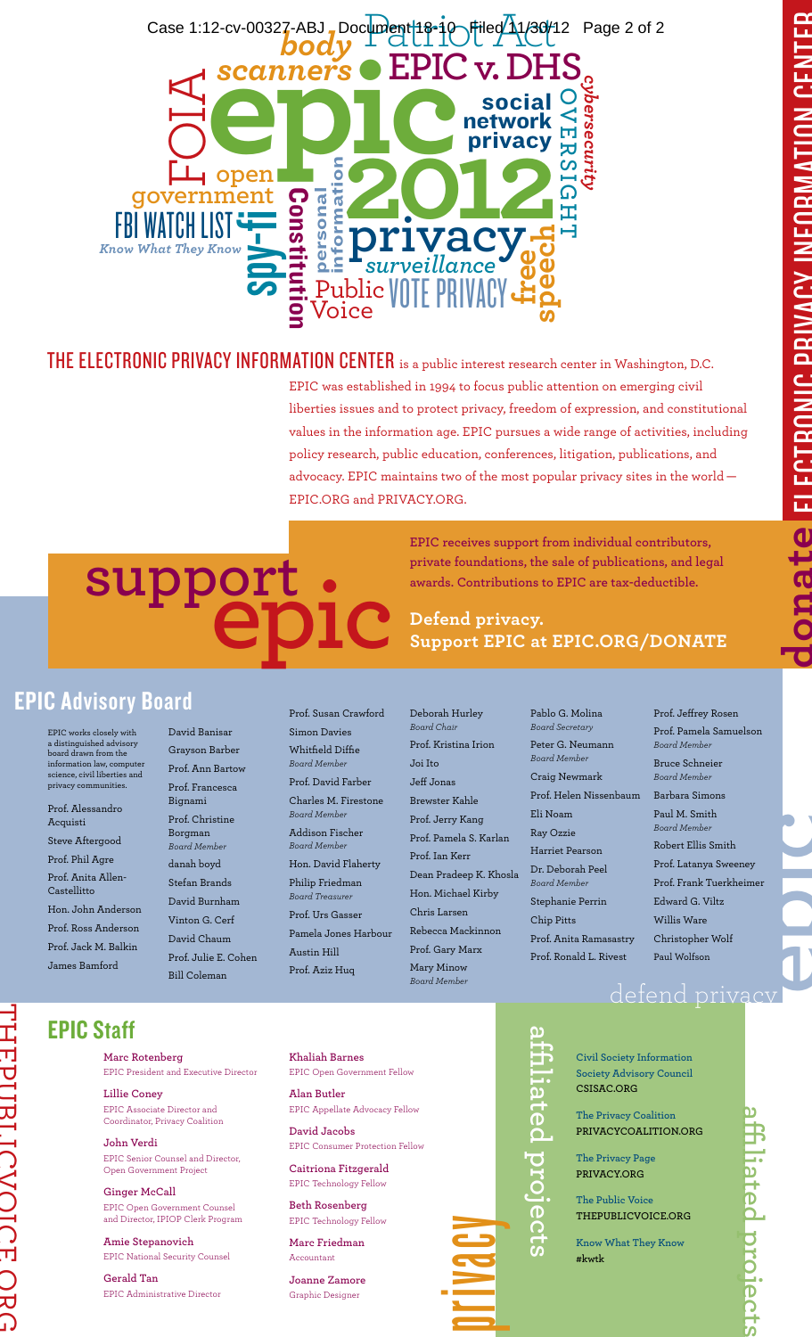body scanners • EPIC v. DHS

Patriot Act

FOIA

open government

FBI WATCH LIST

*Know What They Know*

spy-fi

Constitution

personal information

epic 2012

social network privacy

cybersecurity

OVERSIGHT

privacy

*surveillance*

free speech

Public Voice

VOTE PRIVACY

## THE ELECTRONIC PRIVACY INFORMATION CENTER

is a public interest research center in Washington, D.C. EPIC was established in 1994 to focus public attention on emerging civil liberties issues and to protect privacy, freedom of expression, and constitutional values in the information age. EPIC pursues a wide range of activities, including policy research, public education, conferences, litigation, publications, and advocacy. EPIC maintains two of the most popular privacy sites in the world — EPIC.ORG and PRIVACY.ORG.

## support epic

**EPIC receives support from individual contributors, private foundations, the sale of publications, and legal awards. Contributions to EPIC are tax-deductible.**

**Defend privacy. Support EPIC at EPIC.ORG/DONATE**

donate ELECTRONIC PRIVACY INFORMATION CENTER

## EPIC Advisory Board

EPIC works closely with a distinguished advisory board drawn from the information law, computer science, civil liberties and privacy communities.

Prof. Alessandro Acquisti
Steve Aftergood
Prof. Phil Agre
Prof. Anita Allen-Castellitto
Hon. John Anderson
Prof. Ross Anderson
Prof. Jack M. Balkin
James Bamford
David Banisar
Grayson Barber
Prof. Ann Bartow
Prof. Francesca Bignami
Prof. Christine Borgman, *Board Member*
danah boyd
Stefan Brands
David Burnham
Vinton G. Cerf
David Chaum
Prof. Julie E. Cohen
Bill Coleman
Prof. Susan Crawford
Simon Davies
Whitfield Diffie, *Board Member*
Prof. David Farber
Charles M. Firestone, *Board Member*
Addison Fischer, *Board Member*
Hon. David Flaherty
Philip Friedman, *Board Treasurer*
Prof. Urs Gasser
Pamela Jones Harbour
Austin Hill
Prof. Aziz Huq
Deborah Hurley, *Board Chair*
Prof. Kristina Irion
Joi Ito
Jeff Jonas
Brewster Kahle
Prof. Jerry Kang
Prof. Pamela S. Karlan
Prof. Ian Kerr
Dean Pradeep K. Khosla
Hon. Michael Kirby
Chris Larsen
Rebecca Mackinnon
Prof. Gary Marx
Mary Minow, *Board Member*
Pablo G. Molina, *Board Secretary*
Peter G. Neumann, *Board Member*
Craig Newmark
Prof. Helen Nissenbaum
Eli Noam
Ray Ozzie
Harriet Pearson
Dr. Deborah Peel, *Board Member*
Stephanie Perrin
Chip Pitts
Prof. Anita Ramasastry
Prof. Ronald L. Rivest
Prof. Jeffrey Rosen
Prof. Pamela Samuelson, *Board Member*
Bruce Schneier, *Board Member*
Barbara Simons
Paul M. Smith, *Board Member*
Robert Ellis Smith
Prof. Latanya Sweeney
Prof. Frank Tuerkheimer
Edward G. Viltz
Willis Ware
Christopher Wolf
Paul Wolfson

epic defend privacy

## EPIC Staff

**Marc Rotenberg**
EPIC President and Executive Director

**Lillie Coney**
EPIC Associate Director and Coordinator, Privacy Coalition

**John Verdi**
EPIC Senior Counsel and Director, Open Government Project

**Ginger McCall**
EPIC Open Government Counsel and Director, IPIOP Clerk Program

**Amie Stepanovich**
EPIC National Security Counsel

**Gerald Tan**
EPIC Administrative Director

**Khaliah Barnes**
EPIC Open Government Fellow

**Alan Butler**
EPIC Appellate Advocacy Fellow

**David Jacobs**
EPIC Consumer Protection Fellow

**Caitriona Fitzgerald**
EPIC Technology Fellow

**Beth Rosenberg**
EPIC Technology Fellow

**Marc Friedman**
Accountant

**Joanne Zamore**
Graphic Designer

THEPUBLICVOICE.ORG

privacy

## affiliated projects

Civil Society Information Society Advisory Council
**CSISAC.ORG**

The Privacy Coalition
**PRIVACYCOALITION.ORG**

The Privacy Page
**PRIVACY.ORG**

The Public Voice
**THEPUBLICVOICE.ORG**

Know What They Know
**#kwtk**